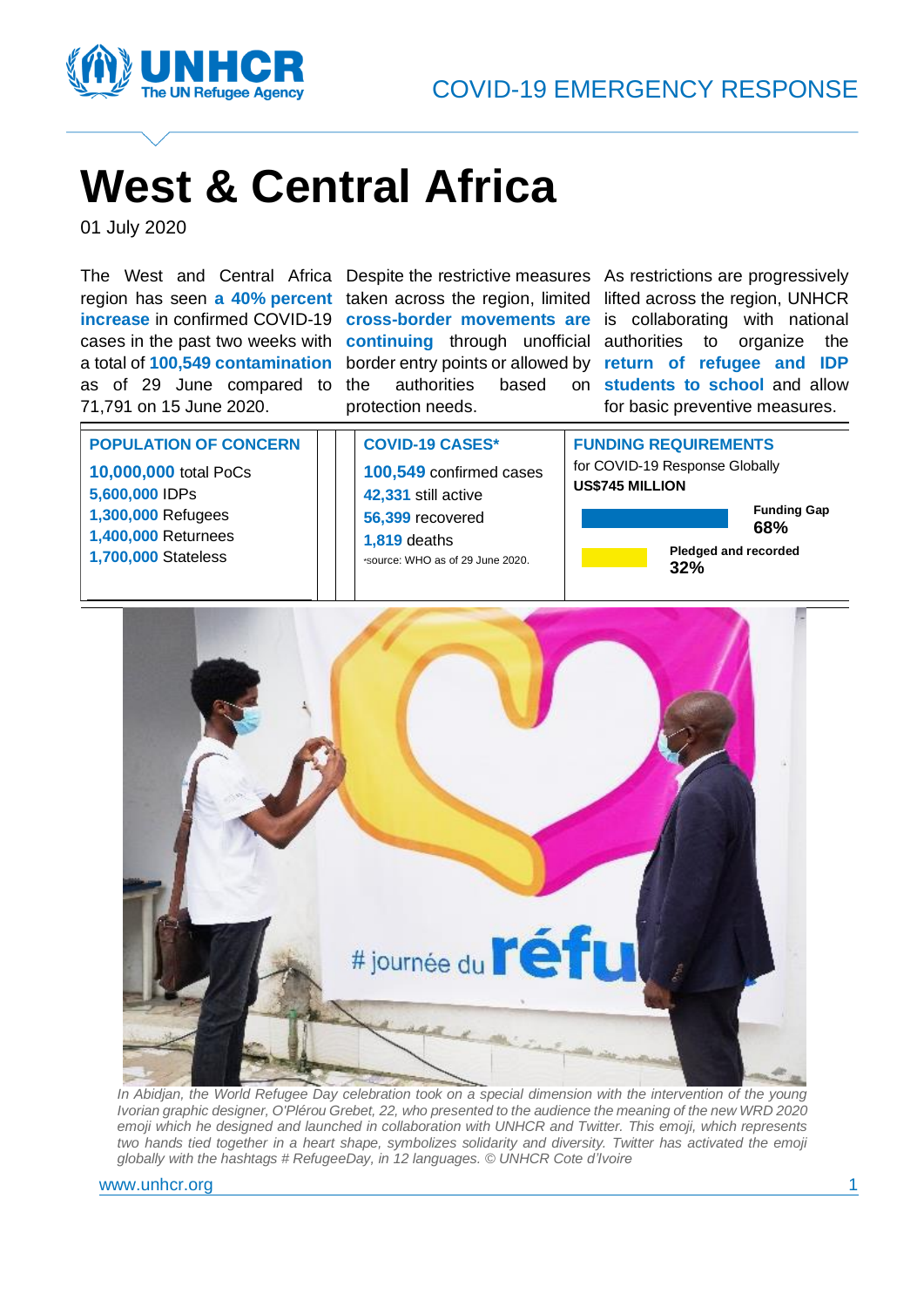COVID-19 EMERGENCY RESPONSE

# West & Central Africa

01 July 2020

The West and Central Africa region has seen **a 40% percent increase** in confirmed COVID-19 cases in the past two weeks with a total of **100,549 contamination** as of 29 June compared to 71,791 on 15 June 2020.

Despite the restrictive measures taken across the region, limited **cross-border movements are continuing** through unofficial border entry points or allowed by the authorities based on protection needs.

As restrictions are progressively lifted across the region, UNHCR is collaborating with national authorities to organize the **return of refugee and IDP students to school** and allow for basic preventive measures.

**POPULATION OF CONCERN**

**10,000,000** total PoCs
**5,600,000** IDPs
**1,300,000** Refugees
**1,400,000** Returnees
**1,700,000** Stateless

**COVID-19 CASES***

**100,549** confirmed cases
**42,331** still active
**56,399** recovered
**1,819** deaths
*source: WHO as of 29 June 2020.

**FUNDING REQUIREMENTS**

for COVID-19 Response Globally
**US$745 MILLION**

**Funding Gap 68%**

**Pledged and recorded 32%**

*In Abidjan, the World Refugee Day celebration took on a special dimension with the intervention of the young Ivorian graphic designer, O'Plérou Grebet, 22, who presented to the audience the meaning of the new WRD 2020 emoji which he designed and launched in collaboration with UNHCR and Twitter. This emoji, which represents two hands tied together in a heart shape, symbolizes solidarity and diversity. Twitter has activated the emoji globally with the hashtags # RefugeeDay, in 12 languages. © UNHCR Cote d'Ivoire*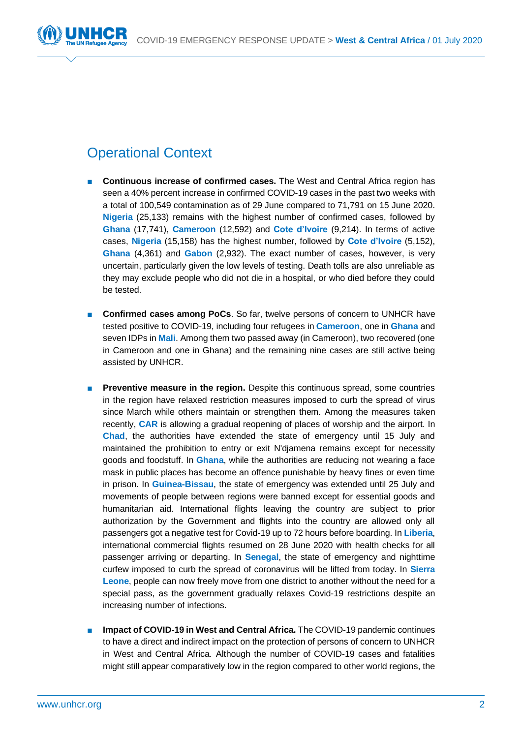## Operational Context

- **Continuous increase of confirmed cases.** The West and Central Africa region has seen a 40% percent increase in confirmed COVID-19 cases in the past two weeks with a total of 100,549 contamination as of 29 June compared to 71,791 on 15 June 2020. **Nigeria** (25,133) remains with the highest number of confirmed cases, followed by **Ghana** (17,741), **Cameroon** (12,592) and **Cote d'Ivoire** (9,214). In terms of active cases, **Nigeria** (15,158) has the highest number, followed by **Cote d'Ivoire** (5,152), **Ghana** (4,361) and **Gabon** (2,932). The exact number of cases, however, is very uncertain, particularly given the low levels of testing. Death tolls are also unreliable as they may exclude people who did not die in a hospital, or who died before they could be tested.

- **Confirmed cases among PoCs**. So far, twelve persons of concern to UNHCR have tested positive to COVID-19, including four refugees in **Cameroon**, one in **Ghana** and seven IDPs in **Mali**. Among them two passed away (in Cameroon), two recovered (one in Cameroon and one in Ghana) and the remaining nine cases are still active being assisted by UNHCR.

- **Preventive measure in the region.** Despite this continuous spread, some countries in the region have relaxed restriction measures imposed to curb the spread of virus since March while others maintain or strengthen them. Among the measures taken recently, **CAR** is allowing a gradual reopening of places of worship and the airport. In **Chad**, the authorities have extended the state of emergency until 15 July and maintained the prohibition to entry or exit N'djamena remains except for necessity goods and foodstuff. In **Ghana**, while the authorities are reducing not wearing a face mask in public places has become an offence punishable by heavy fines or even time in prison. In **Guinea-Bissau**, the state of emergency was extended until 25 July and movements of people between regions were banned except for essential goods and humanitarian aid. International flights leaving the country are subject to prior authorization by the Government and flights into the country are allowed only all passengers got a negative test for Covid-19 up to 72 hours before boarding. In **Liberia**, international commercial flights resumed on 28 June 2020 with health checks for all passenger arriving or departing. In **Senegal**, the state of emergency and nighttime curfew imposed to curb the spread of coronavirus will be lifted from today. In **Sierra Leone**, people can now freely move from one district to another without the need for a special pass, as the government gradually relaxes Covid-19 restrictions despite an increasing number of infections.

- **Impact of COVID-19 in West and Central Africa.** The COVID-19 pandemic continues to have a direct and indirect impact on the protection of persons of concern to UNHCR in West and Central Africa. Although the number of COVID-19 cases and fatalities might still appear comparatively low in the region compared to other world regions, the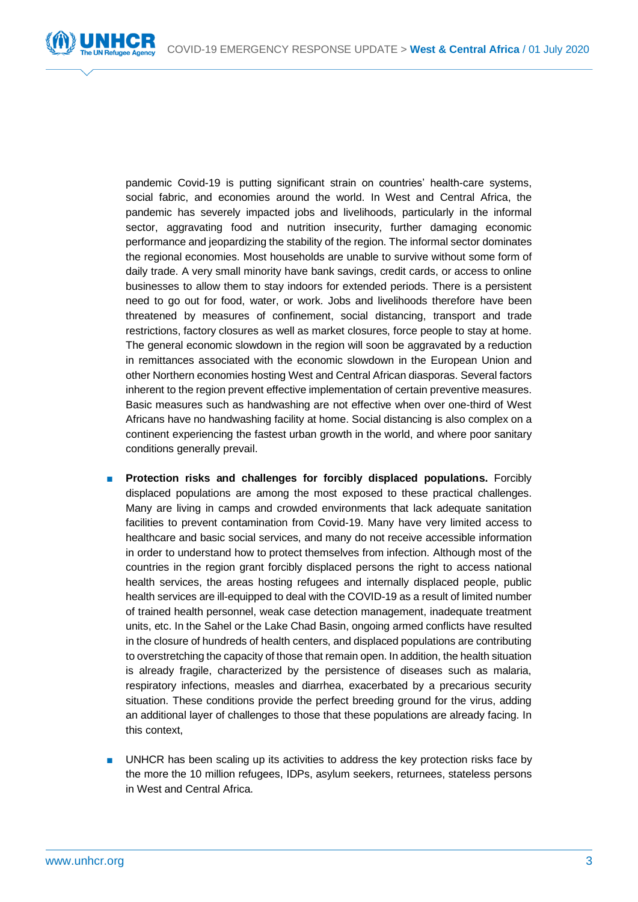pandemic Covid-19 is putting significant strain on countries' health-care systems, social fabric, and economies around the world. In West and Central Africa, the pandemic has severely impacted jobs and livelihoods, particularly in the informal sector, aggravating food and nutrition insecurity, further damaging economic performance and jeopardizing the stability of the region. The informal sector dominates the regional economies. Most households are unable to survive without some form of daily trade. A very small minority have bank savings, credit cards, or access to online businesses to allow them to stay indoors for extended periods. There is a persistent need to go out for food, water, or work. Jobs and livelihoods therefore have been threatened by measures of confinement, social distancing, transport and trade restrictions, factory closures as well as market closures, force people to stay at home. The general economic slowdown in the region will soon be aggravated by a reduction in remittances associated with the economic slowdown in the European Union and other Northern economies hosting West and Central African diasporas. Several factors inherent to the region prevent effective implementation of certain preventive measures. Basic measures such as handwashing are not effective when over one-third of West Africans have no handwashing facility at home. Social distancing is also complex on a continent experiencing the fastest urban growth in the world, and where poor sanitary conditions generally prevail.

- **Protection risks and challenges for forcibly displaced populations.** Forcibly displaced populations are among the most exposed to these practical challenges. Many are living in camps and crowded environments that lack adequate sanitation facilities to prevent contamination from Covid-19. Many have very limited access to healthcare and basic social services, and many do not receive accessible information in order to understand how to protect themselves from infection. Although most of the countries in the region grant forcibly displaced persons the right to access national health services, the areas hosting refugees and internally displaced people, public health services are ill-equipped to deal with the COVID-19 as a result of limited number of trained health personnel, weak case detection management, inadequate treatment units, etc. In the Sahel or the Lake Chad Basin, ongoing armed conflicts have resulted in the closure of hundreds of health centers, and displaced populations are contributing to overstretching the capacity of those that remain open. In addition, the health situation is already fragile, characterized by the persistence of diseases such as malaria, respiratory infections, measles and diarrhea, exacerbated by a precarious security situation. These conditions provide the perfect breeding ground for the virus, adding an additional layer of challenges to those that these populations are already facing. In this context,

- UNHCR has been scaling up its activities to address the key protection risks face by the more the 10 million refugees, IDPs, asylum seekers, returnees, stateless persons in West and Central Africa.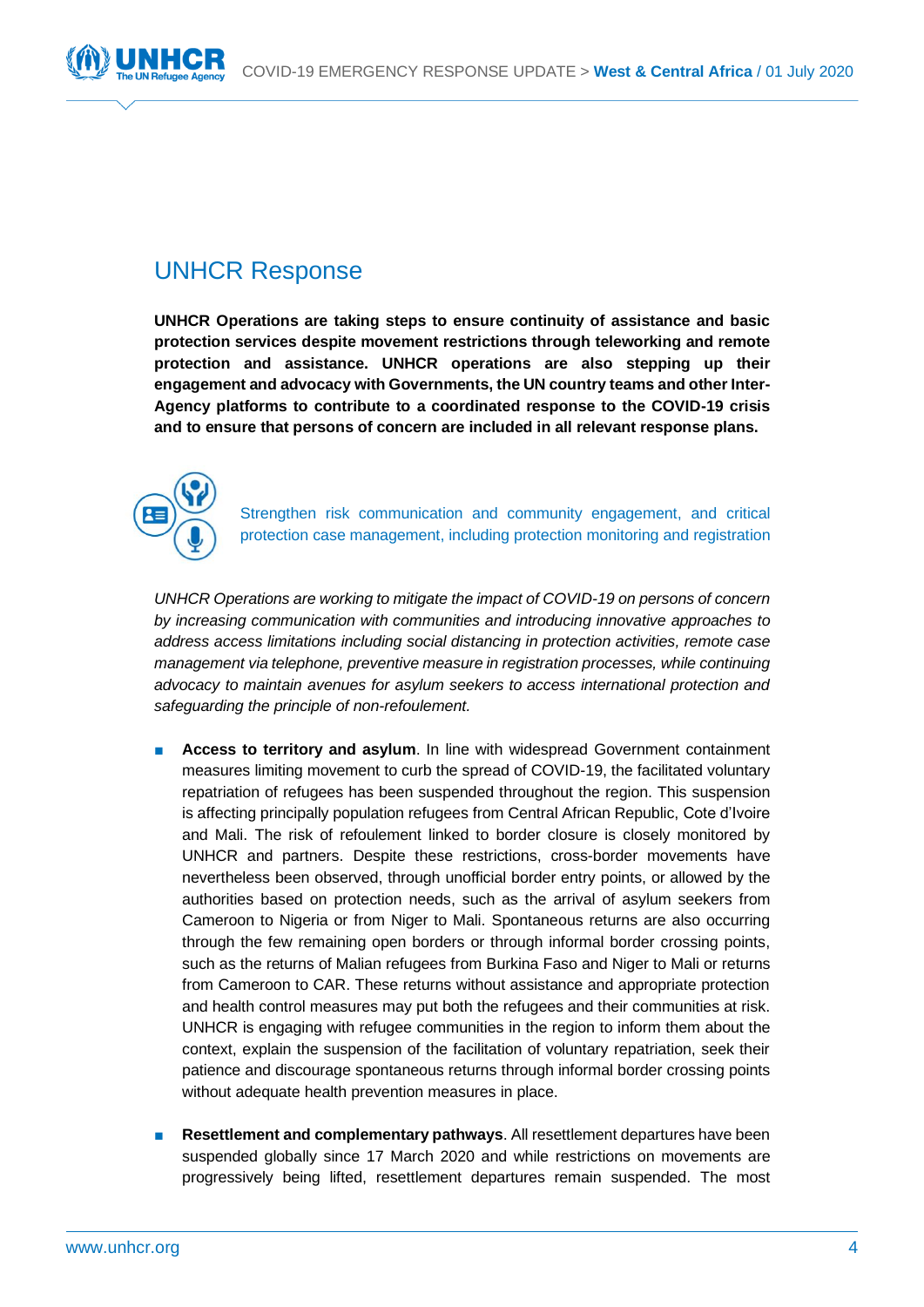## UNHCR Response

**UNHCR Operations are taking steps to ensure continuity of assistance and basic protection services despite movement restrictions through teleworking and remote protection and assistance. UNHCR operations are also stepping up their engagement and advocacy with Governments, the UN country teams and other Inter-Agency platforms to contribute to a coordinated response to the COVID-19 crisis and to ensure that persons of concern are included in all relevant response plans.**

Strengthen risk communication and community engagement, and critical protection case management, including protection monitoring and registration

*UNHCR Operations are working to mitigate the impact of COVID-19 on persons of concern by increasing communication with communities and introducing innovative approaches to address access limitations including social distancing in protection activities, remote case management via telephone, preventive measure in registration processes, while continuing advocacy to maintain avenues for asylum seekers to access international protection and safeguarding the principle of non-refoulement.*

- **Access to territory and asylum**. In line with widespread Government containment measures limiting movement to curb the spread of COVID-19, the facilitated voluntary repatriation of refugees has been suspended throughout the region. This suspension is affecting principally population refugees from Central African Republic, Cote d'Ivoire and Mali. The risk of refoulement linked to border closure is closely monitored by UNHCR and partners. Despite these restrictions, cross-border movements have nevertheless been observed, through unofficial border entry points, or allowed by the authorities based on protection needs, such as the arrival of asylum seekers from Cameroon to Nigeria or from Niger to Mali. Spontaneous returns are also occurring through the few remaining open borders or through informal border crossing points, such as the returns of Malian refugees from Burkina Faso and Niger to Mali or returns from Cameroon to CAR. These returns without assistance and appropriate protection and health control measures may put both the refugees and their communities at risk. UNHCR is engaging with refugee communities in the region to inform them about the context, explain the suspension of the facilitation of voluntary repatriation, seek their patience and discourage spontaneous returns through informal border crossing points without adequate health prevention measures in place.

- **Resettlement and complementary pathways**. All resettlement departures have been suspended globally since 17 March 2020 and while restrictions on movements are progressively being lifted, resettlement departures remain suspended. The most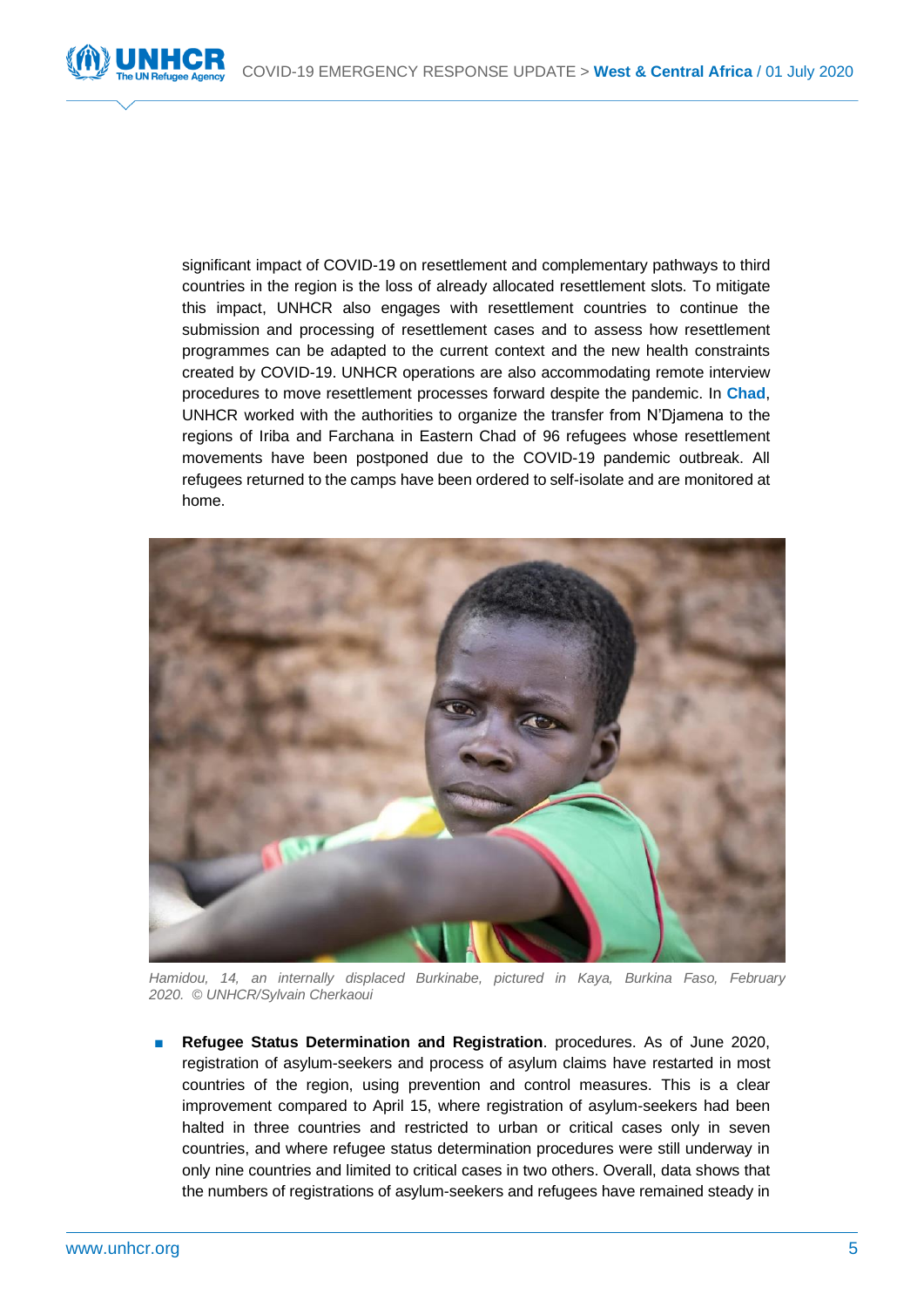significant impact of COVID-19 on resettlement and complementary pathways to third countries in the region is the loss of already allocated resettlement slots. To mitigate this impact, UNHCR also engages with resettlement countries to continue the submission and processing of resettlement cases and to assess how resettlement programmes can be adapted to the current context and the new health constraints created by COVID-19. UNHCR operations are also accommodating remote interview procedures to move resettlement processes forward despite the pandemic. In **Chad**, UNHCR worked with the authorities to organize the transfer from N'Djamena to the regions of Iriba and Farchana in Eastern Chad of 96 refugees whose resettlement movements have been postponed due to the COVID-19 pandemic outbreak. All refugees returned to the camps have been ordered to self-isolate and are monitored at home.

*Hamidou, 14, an internally displaced Burkinabe, pictured in Kaya, Burkina Faso, February 2020. © UNHCR/Sylvain Cherkaoui*

- **Refugee Status Determination and Registration**. procedures. As of June 2020, registration of asylum-seekers and process of asylum claims have restarted in most countries of the region, using prevention and control measures. This is a clear improvement compared to April 15, where registration of asylum-seekers had been halted in three countries and restricted to urban or critical cases only in seven countries, and where refugee status determination procedures were still underway in only nine countries and limited to critical cases in two others. Overall, data shows that the numbers of registrations of asylum-seekers and refugees have remained steady in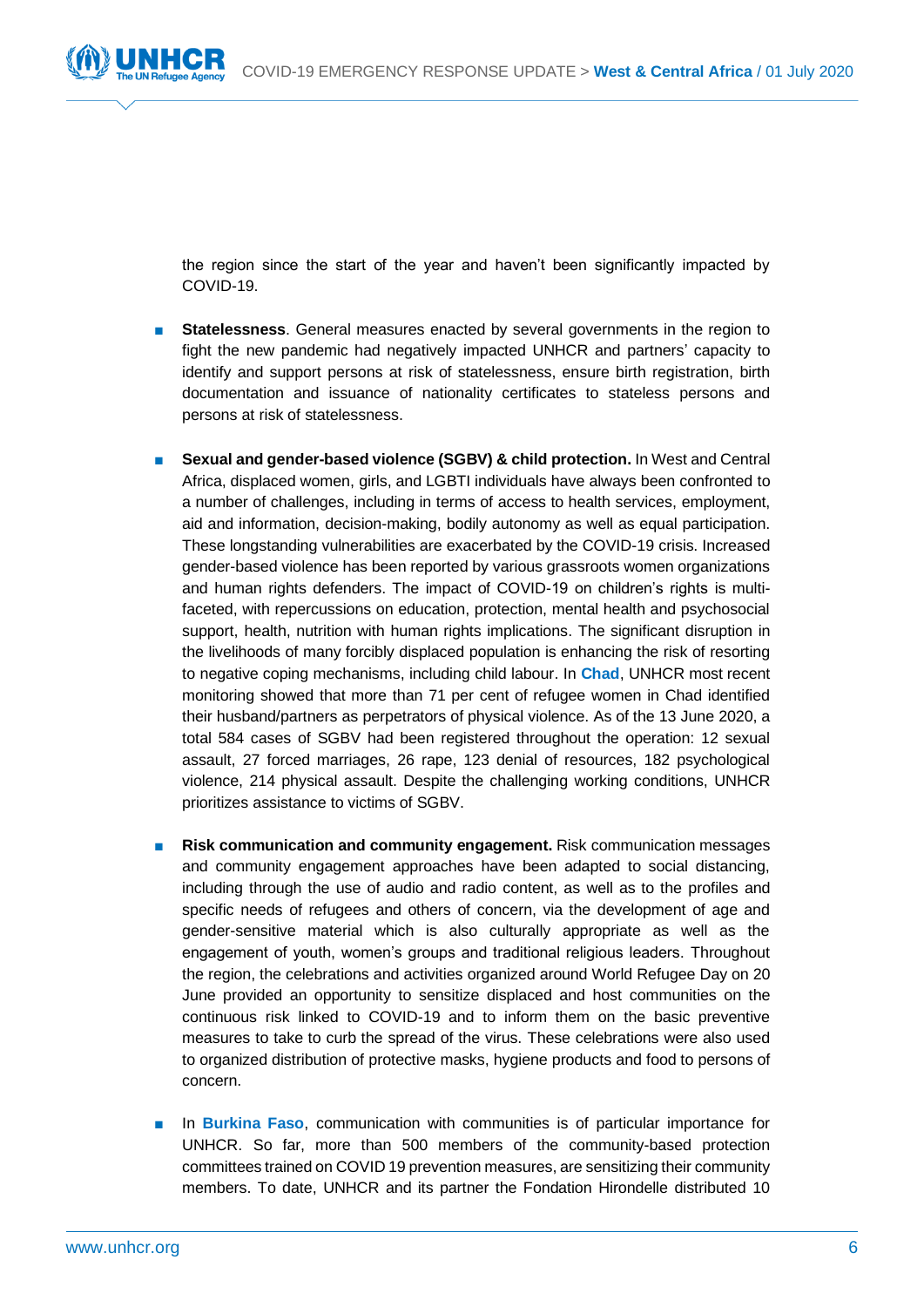the region since the start of the year and haven't been significantly impacted by COVID-19.

- **Statelessness**. General measures enacted by several governments in the region to fight the new pandemic had negatively impacted UNHCR and partners' capacity to identify and support persons at risk of statelessness, ensure birth registration, birth documentation and issuance of nationality certificates to stateless persons and persons at risk of statelessness.

- **Sexual and gender-based violence (SGBV) & child protection.** In West and Central Africa, displaced women, girls, and LGBTI individuals have always been confronted to a number of challenges, including in terms of access to health services, employment, aid and information, decision-making, bodily autonomy as well as equal participation. These longstanding vulnerabilities are exacerbated by the COVID-19 crisis. Increased gender-based violence has been reported by various grassroots women organizations and human rights defenders. The impact of COVID-19 on children's rights is multi-faceted, with repercussions on education, protection, mental health and psychosocial support, health, nutrition with human rights implications. The significant disruption in the livelihoods of many forcibly displaced population is enhancing the risk of resorting to negative coping mechanisms, including child labour. In **Chad**, UNHCR most recent monitoring showed that more than 71 per cent of refugee women in Chad identified their husband/partners as perpetrators of physical violence. As of the 13 June 2020, a total 584 cases of SGBV had been registered throughout the operation: 12 sexual assault, 27 forced marriages, 26 rape, 123 denial of resources, 182 psychological violence, 214 physical assault. Despite the challenging working conditions, UNHCR prioritizes assistance to victims of SGBV.

- **Risk communication and community engagement.** Risk communication messages and community engagement approaches have been adapted to social distancing, including through the use of audio and radio content, as well as to the profiles and specific needs of refugees and others of concern, via the development of age and gender-sensitive material which is also culturally appropriate as well as the engagement of youth, women's groups and traditional religious leaders. Throughout the region, the celebrations and activities organized around World Refugee Day on 20 June provided an opportunity to sensitize displaced and host communities on the continuous risk linked to COVID-19 and to inform them on the basic preventive measures to take to curb the spread of the virus. These celebrations were also used to organized distribution of protective masks, hygiene products and food to persons of concern.

- In **Burkina Faso**, communication with communities is of particular importance for UNHCR. So far, more than 500 members of the community-based protection committees trained on COVID 19 prevention measures, are sensitizing their community members. To date, UNHCR and its partner the Fondation Hirondelle distributed 10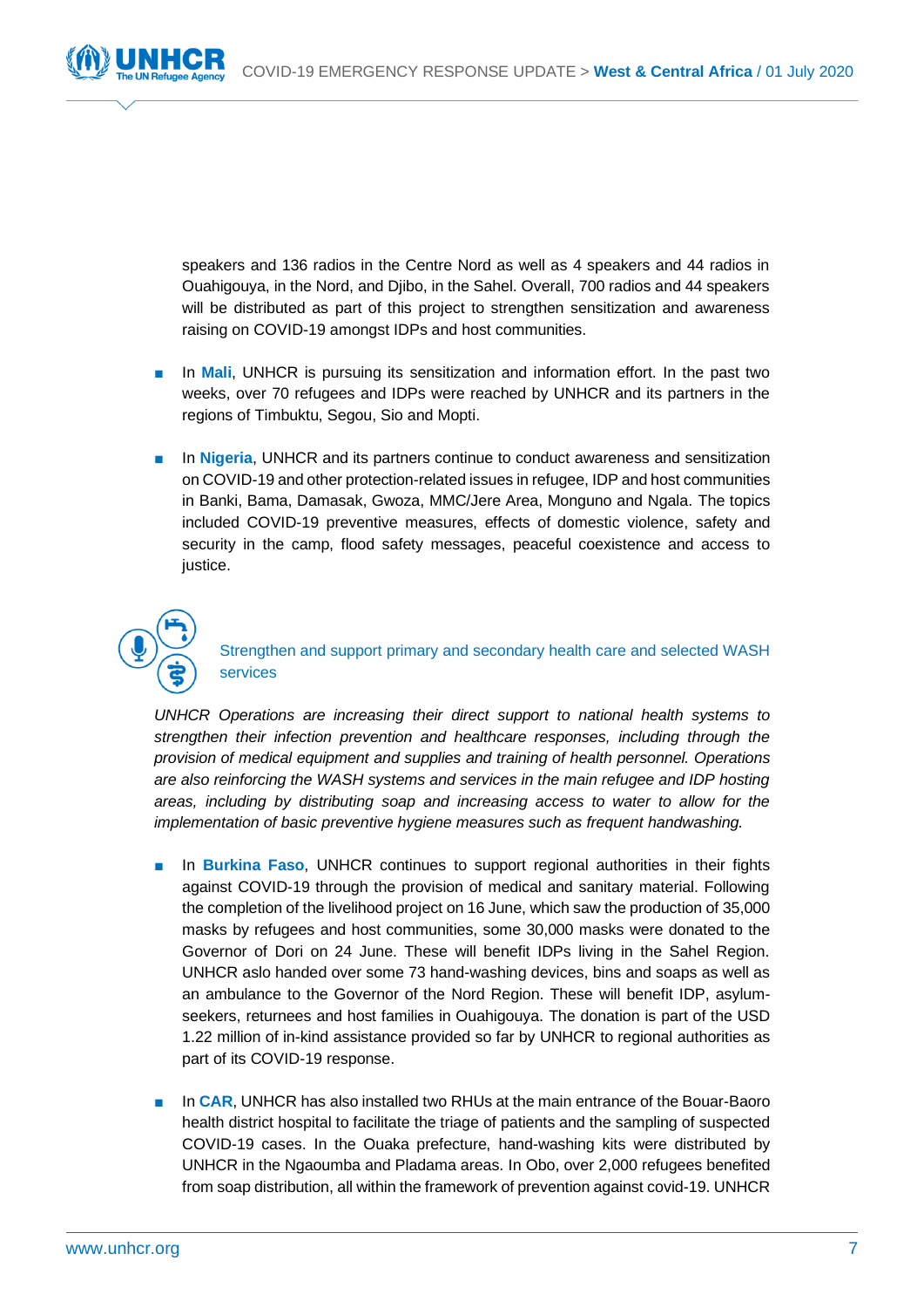speakers and 136 radios in the Centre Nord as well as 4 speakers and 44 radios in Ouahigouya, in the Nord, and Djibo, in the Sahel. Overall, 700 radios and 44 speakers will be distributed as part of this project to strengthen sensitization and awareness raising on COVID-19 amongst IDPs and host communities.

- In **Mali**, UNHCR is pursuing its sensitization and information effort. In the past two weeks, over 70 refugees and IDPs were reached by UNHCR and its partners in the regions of Timbuktu, Segou, Sio and Mopti.

- In **Nigeria**, UNHCR and its partners continue to conduct awareness and sensitization on COVID-19 and other protection-related issues in refugee, IDP and host communities in Banki, Bama, Damasak, Gwoza, MMC/Jere Area, Monguno and Ngala. The topics included COVID-19 preventive measures, effects of domestic violence, safety and security in the camp, flood safety messages, peaceful coexistence and access to justice.

### Strengthen and support primary and secondary health care and selected WASH services

*UNHCR Operations are increasing their direct support to national health systems to strengthen their infection prevention and healthcare responses, including through the provision of medical equipment and supplies and training of health personnel. Operations are also reinforcing the WASH systems and services in the main refugee and IDP hosting areas, including by distributing soap and increasing access to water to allow for the implementation of basic preventive hygiene measures such as frequent handwashing.*

- In **Burkina Faso**, UNHCR continues to support regional authorities in their fights against COVID-19 through the provision of medical and sanitary material. Following the completion of the livelihood project on 16 June, which saw the production of 35,000 masks by refugees and host communities, some 30,000 masks were donated to the Governor of Dori on 24 June. These will benefit IDPs living in the Sahel Region. UNHCR aslo handed over some 73 hand-washing devices, bins and soaps as well as an ambulance to the Governor of the Nord Region. These will benefit IDP, asylum-seekers, returnees and host families in Ouahigouya. The donation is part of the USD 1.22 million of in-kind assistance provided so far by UNHCR to regional authorities as part of its COVID-19 response.

- In **CAR**, UNHCR has also installed two RHUs at the main entrance of the Bouar-Baoro health district hospital to facilitate the triage of patients and the sampling of suspected COVID-19 cases. In the Ouaka prefecture, hand-washing kits were distributed by UNHCR in the Ngaoumba and Pladama areas. In Obo, over 2,000 refugees benefited from soap distribution, all within the framework of prevention against covid-19. UNHCR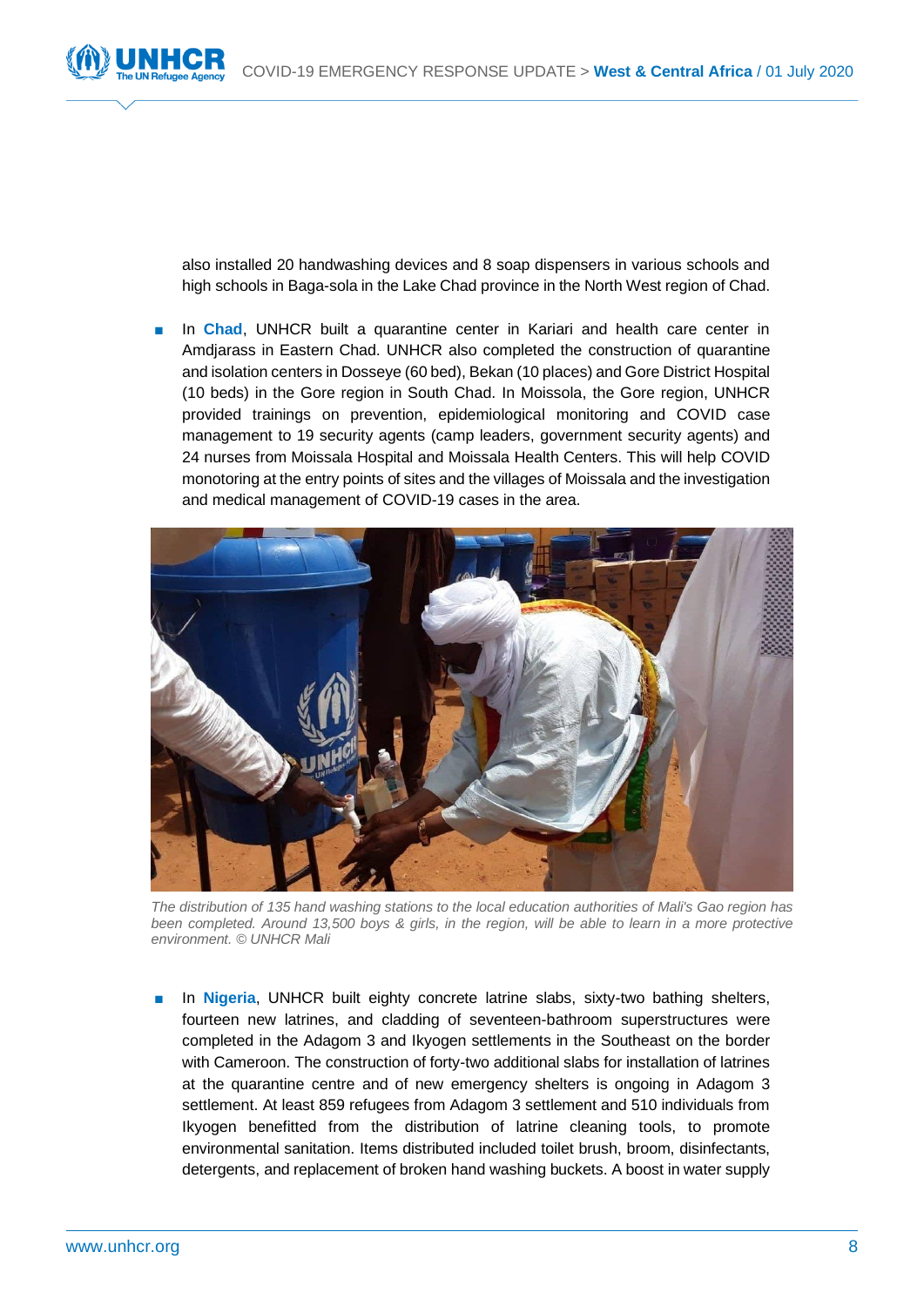also installed 20 handwashing devices and 8 soap dispensers in various schools and high schools in Baga-sola in the Lake Chad province in the North West region of Chad.

- In **Chad**, UNHCR built a quarantine center in Kariari and health care center in Amdjarass in Eastern Chad. UNHCR also completed the construction of quarantine and isolation centers in Dosseye (60 bed), Bekan (10 places) and Gore District Hospital (10 beds) in the Gore region in South Chad. In Moissola, the Gore region, UNHCR provided trainings on prevention, epidemiological monitoring and COVID case management to 19 security agents (camp leaders, government security agents) and 24 nurses from Moissala Hospital and Moissala Health Centers. This will help COVID monotoring at the entry points of sites and the villages of Moissala and the investigation and medical management of COVID-19 cases in the area.

*The distribution of 135 hand washing stations to the local education authorities of Mali's Gao region has been completed. Around 13,500 boys & girls, in the region, will be able to learn in a more protective environment. © UNHCR Mali*

- In **Nigeria**, UNHCR built eighty concrete latrine slabs, sixty-two bathing shelters, fourteen new latrines, and cladding of seventeen-bathroom superstructures were completed in the Adagom 3 and Ikyogen settlements in the Southeast on the border with Cameroon. The construction of forty-two additional slabs for installation of latrines at the quarantine centre and of new emergency shelters is ongoing in Adagom 3 settlement. At least 859 refugees from Adagom 3 settlement and 510 individuals from Ikyogen benefitted from the distribution of latrine cleaning tools, to promote environmental sanitation. Items distributed included toilet brush, broom, disinfectants, detergents, and replacement of broken hand washing buckets. A boost in water supply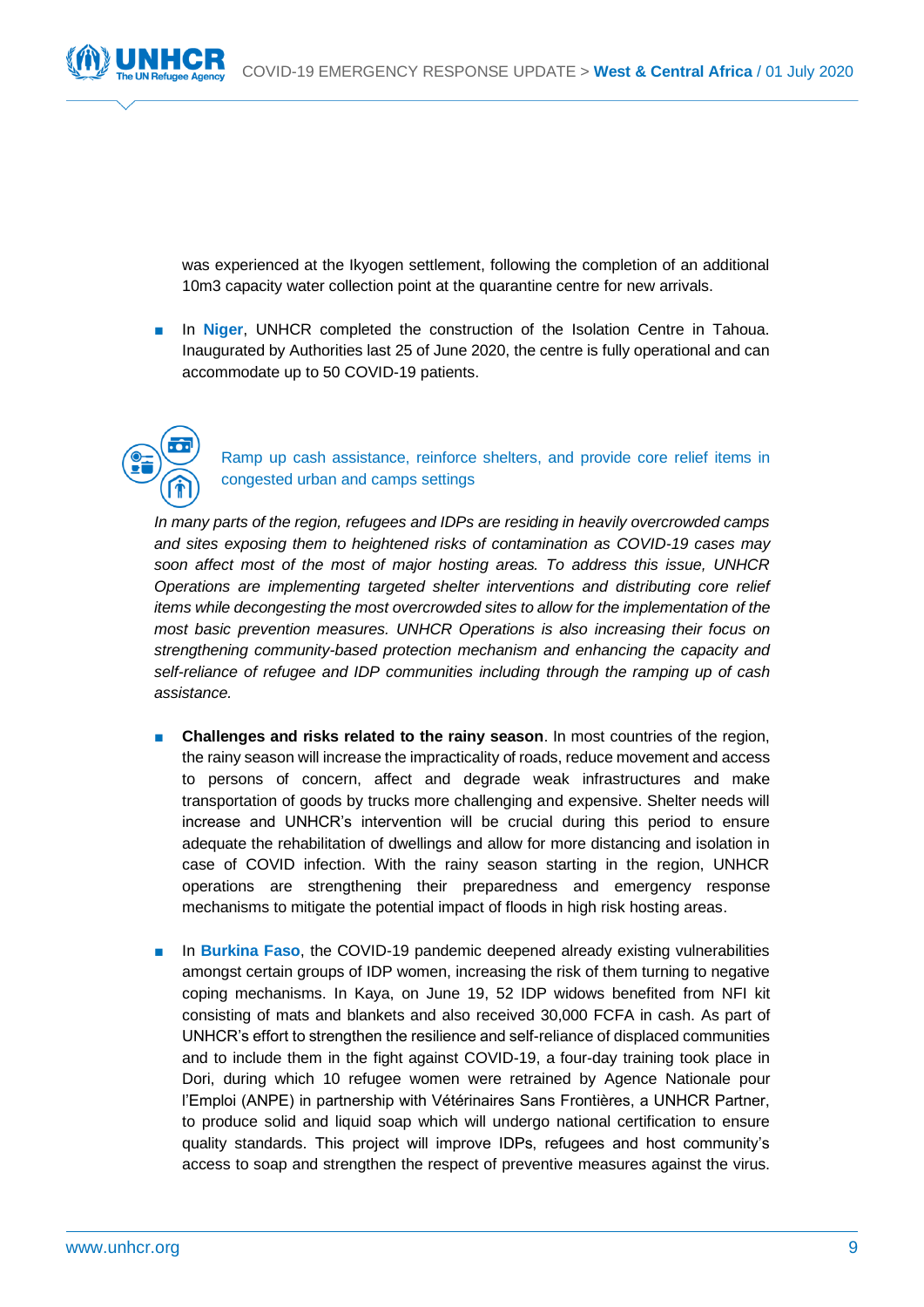was experienced at the Ikyogen settlement, following the completion of an additional 10m3 capacity water collection point at the quarantine centre for new arrivals.

- In **Niger**, UNHCR completed the construction of the Isolation Centre in Tahoua. Inaugurated by Authorities last 25 of June 2020, the centre is fully operational and can accommodate up to 50 COVID-19 patients.

### Ramp up cash assistance, reinforce shelters, and provide core relief items in congested urban and camps settings

*In many parts of the region, refugees and IDPs are residing in heavily overcrowded camps and sites exposing them to heightened risks of contamination as COVID-19 cases may soon affect most of the most of major hosting areas. To address this issue, UNHCR Operations are implementing targeted shelter interventions and distributing core relief items while decongesting the most overcrowded sites to allow for the implementation of the most basic prevention measures. UNHCR Operations is also increasing their focus on strengthening community-based protection mechanism and enhancing the capacity and self-reliance of refugee and IDP communities including through the ramping up of cash assistance.*

- **Challenges and risks related to the rainy season**. In most countries of the region, the rainy season will increase the impracticality of roads, reduce movement and access to persons of concern, affect and degrade weak infrastructures and make transportation of goods by trucks more challenging and expensive. Shelter needs will increase and UNHCR's intervention will be crucial during this period to ensure adequate the rehabilitation of dwellings and allow for more distancing and isolation in case of COVID infection. With the rainy season starting in the region, UNHCR operations are strengthening their preparedness and emergency response mechanisms to mitigate the potential impact of floods in high risk hosting areas.

- In **Burkina Faso**, the COVID-19 pandemic deepened already existing vulnerabilities amongst certain groups of IDP women, increasing the risk of them turning to negative coping mechanisms. In Kaya, on June 19, 52 IDP widows benefited from NFI kit consisting of mats and blankets and also received 30,000 FCFA in cash. As part of UNHCR's effort to strengthen the resilience and self-reliance of displaced communities and to include them in the fight against COVID-19, a four-day training took place in Dori, during which 10 refugee women were retrained by Agence Nationale pour l'Emploi (ANPE) in partnership with Vétérinaires Sans Frontières, a UNHCR Partner, to produce solid and liquid soap which will undergo national certification to ensure quality standards. This project will improve IDPs, refugees and host community's access to soap and strengthen the respect of preventive measures against the virus.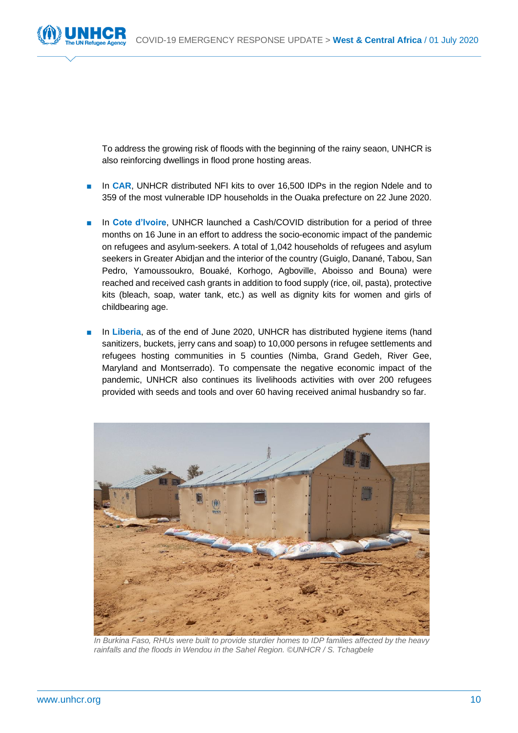To address the growing risk of floods with the beginning of the rainy seaon, UNHCR is also reinforcing dwellings in flood prone hosting areas.

- In **CAR**, UNHCR distributed NFI kits to over 16,500 IDPs in the region Ndele and to 359 of the most vulnerable IDP households in the Ouaka prefecture on 22 June 2020.
- In **Cote d'Ivoire**, UNHCR launched a Cash/COVID distribution for a period of three months on 16 June in an effort to address the socio-economic impact of the pandemic on refugees and asylum-seekers. A total of 1,042 households of refugees and asylum seekers in Greater Abidjan and the interior of the country (Guiglo, Danané, Tabou, San Pedro, Yamoussoukro, Bouaké, Korhogo, Agboville, Aboisso and Bouna) were reached and received cash grants in addition to food supply (rice, oil, pasta), protective kits (bleach, soap, water tank, etc.) as well as dignity kits for women and girls of childbearing age.
- In **Liberia**, as of the end of June 2020, UNHCR has distributed hygiene items (hand sanitizers, buckets, jerry cans and soap) to 10,000 persons in refugee settlements and refugees hosting communities in 5 counties (Nimba, Grand Gedeh, River Gee, Maryland and Montserrado). To compensate the negative economic impact of the pandemic, UNHCR also continues its livelihoods activities with over 200 refugees provided with seeds and tools and over 60 having received animal husbandry so far.

*In Burkina Faso, RHUs were built to provide sturdier homes to IDP families affected by the heavy rainfalls and the floods in Wendou in the Sahel Region. ©UNHCR / S. Tchagbele*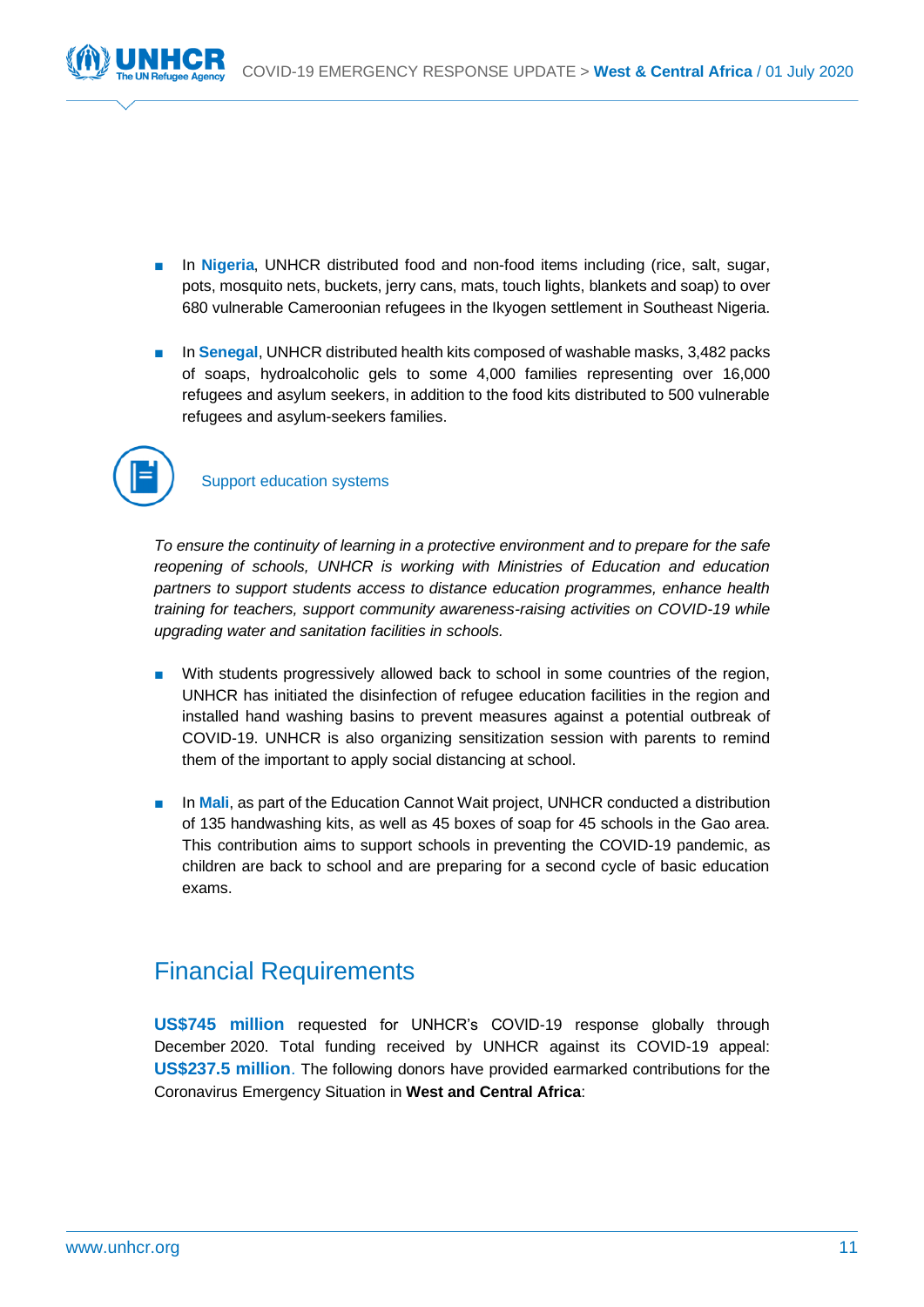- In **Nigeria**, UNHCR distributed food and non-food items including (rice, salt, sugar, pots, mosquito nets, buckets, jerry cans, mats, touch lights, blankets and soap) to over 680 vulnerable Cameroonian refugees in the Ikyogen settlement in Southeast Nigeria.

- In **Senegal**, UNHCR distributed health kits composed of washable masks, 3,482 packs of soaps, hydroalcoholic gels to some 4,000 families representing over 16,000 refugees and asylum seekers, in addition to the food kits distributed to 500 vulnerable refugees and asylum-seekers families.

### Support education systems

*To ensure the continuity of learning in a protective environment and to prepare for the safe reopening of schools, UNHCR is working with Ministries of Education and education partners to support students access to distance education programmes, enhance health training for teachers, support community awareness-raising activities on COVID-19 while upgrading water and sanitation facilities in schools.*

- With students progressively allowed back to school in some countries of the region, UNHCR has initiated the disinfection of refugee education facilities in the region and installed hand washing basins to prevent measures against a potential outbreak of COVID-19. UNHCR is also organizing sensitization session with parents to remind them of the important to apply social distancing at school.

- In **Mali**, as part of the Education Cannot Wait project, UNHCR conducted a distribution of 135 handwashing kits, as well as 45 boxes of soap for 45 schools in the Gao area. This contribution aims to support schools in preventing the COVID-19 pandemic, as children are back to school and are preparing for a second cycle of basic education exams.

## Financial Requirements

**US$745 million** requested for UNHCR's COVID-19 response globally through December 2020. Total funding received by UNHCR against its COVID-19 appeal: **US$237.5 million**. The following donors have provided earmarked contributions for the Coronavirus Emergency Situation in **West and Central Africa**: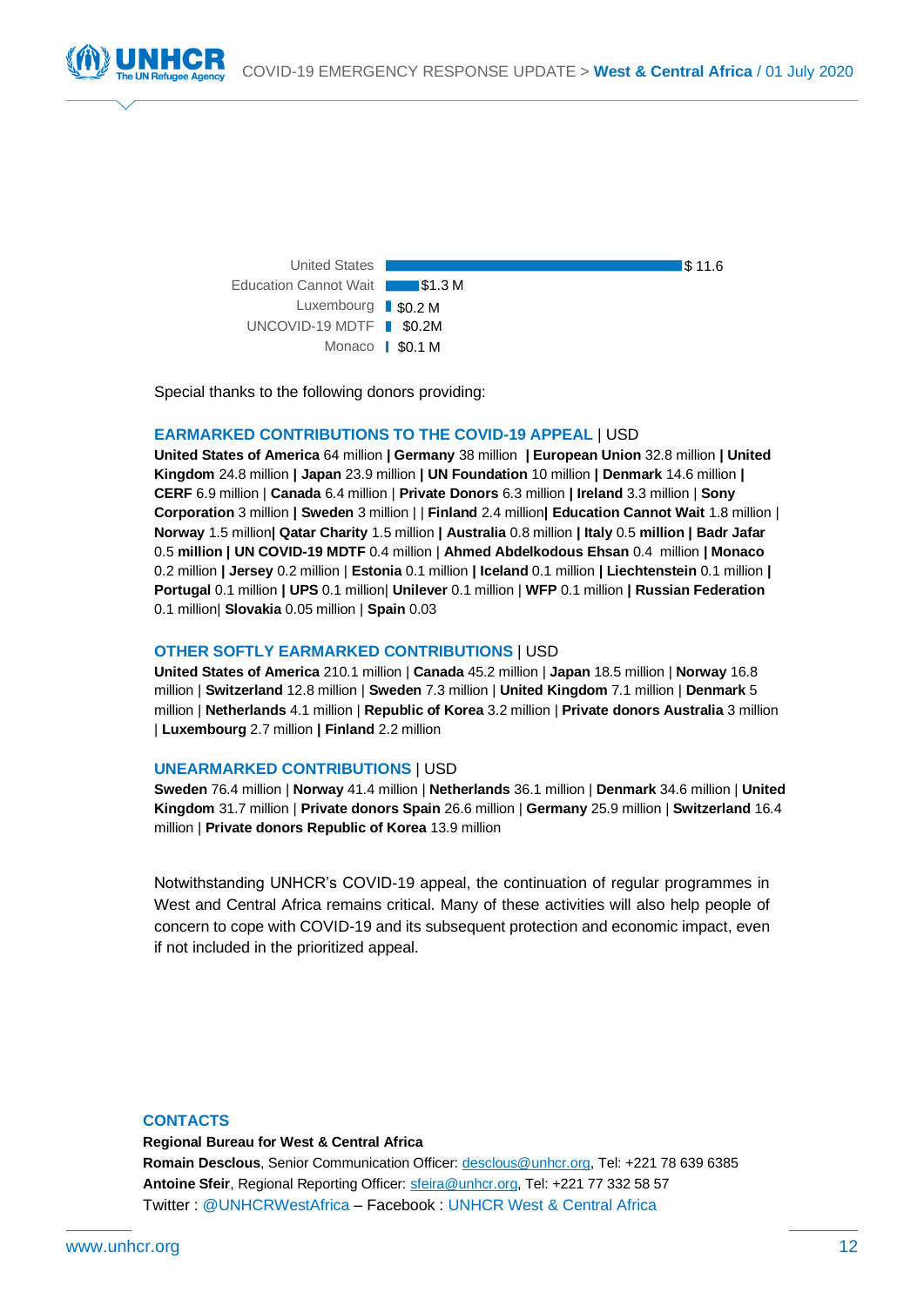United States $ 11.6
Education Cannot Wait $1.3 M
Luxembourg $0.2 M
UNCOVID-19 MDTF $0.2M
Monaco $0.1 M

Special thanks to the following donors providing:

**EARMARKED CONTRIBUTIONS TO THE COVID-19 APPEAL** | USD

**United States of America** 64 million **| Germany** 38 million **| European Union** 32.8 million **| United Kingdom** 24.8 million **| Japan** 23.9 million **| UN Foundation** 10 million **| Denmark** 14.6 million **| CERF** 6.9 million | **Canada** 6.4 million | **Private Donors** 6.3 million **| Ireland** 3.3 million | **Sony Corporation** 3 million **| Sweden** 3 million | | **Finland** 2.4 million**| Education Cannot Wait** 1.8 million | **Norway** 1.5 million**| Qatar Charity** 1.5 million **| Australia** 0.8 million **| Italy** 0.5 **million | Badr Jafar** 0.5 **million | UN COVID-19 MDTF** 0.4 million | **Ahmed Abdelkodous Ehsan** 0.4 million **| Monaco** 0.2 million **| Jersey** 0.2 million | **Estonia** 0.1 million **| Iceland** 0.1 million **| Liechtenstein** 0.1 million **| Portugal** 0.1 million **| UPS** 0.1 million| **Unilever** 0.1 million | **WFP** 0.1 million **| Russian Federation** 0.1 million| **Slovakia** 0.05 million | **Spain** 0.03

**OTHER SOFTLY EARMARKED CONTRIBUTIONS** | USD

**United States of America** 210.1 million | **Canada** 45.2 million | **Japan** 18.5 million | **Norway** 16.8 million | **Switzerland** 12.8 million | **Sweden** 7.3 million | **United Kingdom** 7.1 million | **Denmark** 5 million | **Netherlands** 4.1 million | **Republic of Korea** 3.2 million | **Private donors Australia** 3 million | **Luxembourg** 2.7 million **| Finland** 2.2 million

**UNEARMARKED CONTRIBUTIONS** | USD

**Sweden** 76.4 million | **Norway** 41.4 million | **Netherlands** 36.1 million | **Denmark** 34.6 million | **United Kingdom** 31.7 million | **Private donors Spain** 26.6 million | **Germany** 25.9 million | **Switzerland** 16.4 million | **Private donors Republic of Korea** 13.9 million

Notwithstanding UNHCR's COVID-19 appeal, the continuation of regular programmes in West and Central Africa remains critical. Many of these activities will also help people of concern to cope with COVID-19 and its subsequent protection and economic impact, even if not included in the prioritized appeal.

## CONTACTS

**Regional Bureau for West & Central Africa**

**Romain Desclous**, Senior Communication Officer: desclous@unhcr.org, Tel: +221 78 639 6385

**Antoine Sfeir**, Regional Reporting Officer: sfeira@unhcr.org, Tel: +221 77 332 58 57

Twitter : @UNHCRWestAfrica – Facebook : UNHCR West & Central Africa